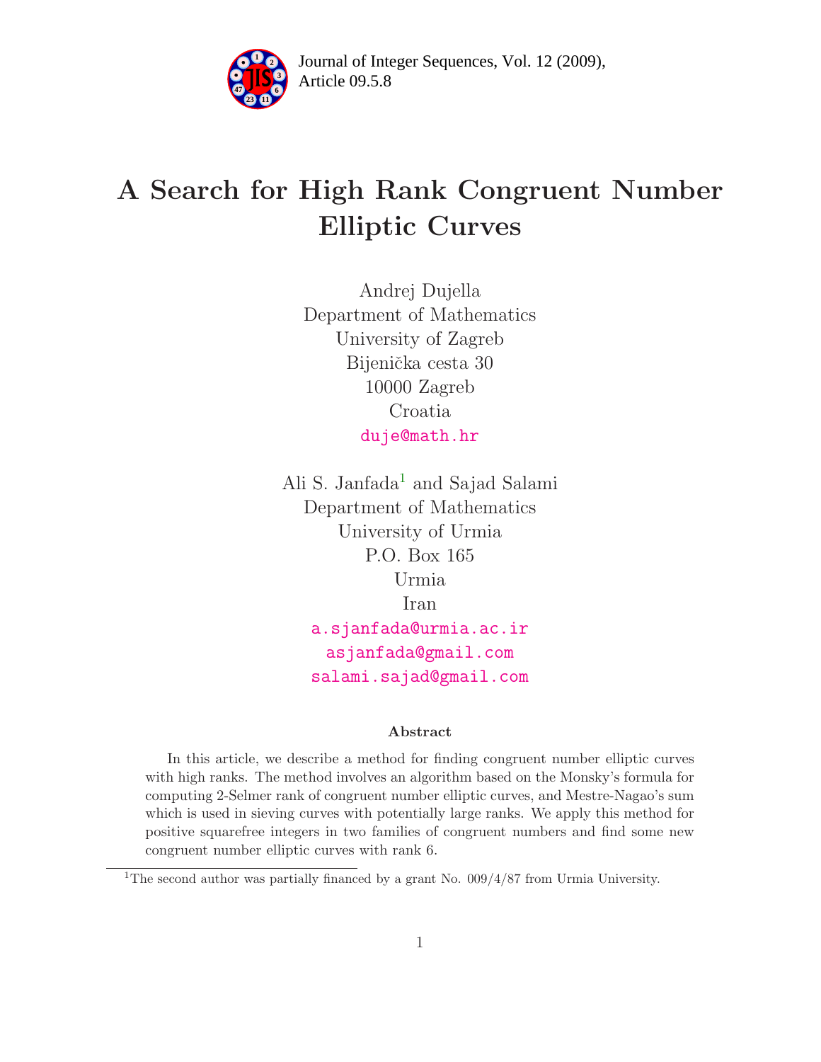# A Search for High Rank Congruent Number Elliptic Curves

Andrej Dujella
Department of Mathematics
University of Zagreb
Bijenička cesta 30
10000 Zagreb
Croatia
duje@math.hr

Ali S. Janfada[1] and Sajad Salami
Department of Mathematics
University of Urmia
P.O. Box 165
Urmia
Iran
a.sjanfada@urmia.ac.ir
asjanfada@gmail.com
salami.sajad@gmail.com

### Abstract

In this article, we describe a method for finding congruent number elliptic curves with high ranks. The method involves an algorithm based on the Monsky's formula for computing 2-Selmer rank of congruent number elliptic curves, and Mestre-Nagao's sum which is used in sieving curves with potentially large ranks. We apply this method for positive squarefree integers in two families of congruent numbers and find some new congruent number elliptic curves with rank 6.

[1]The second author was partially financed by a grant No. 009/4/87 from Urmia University.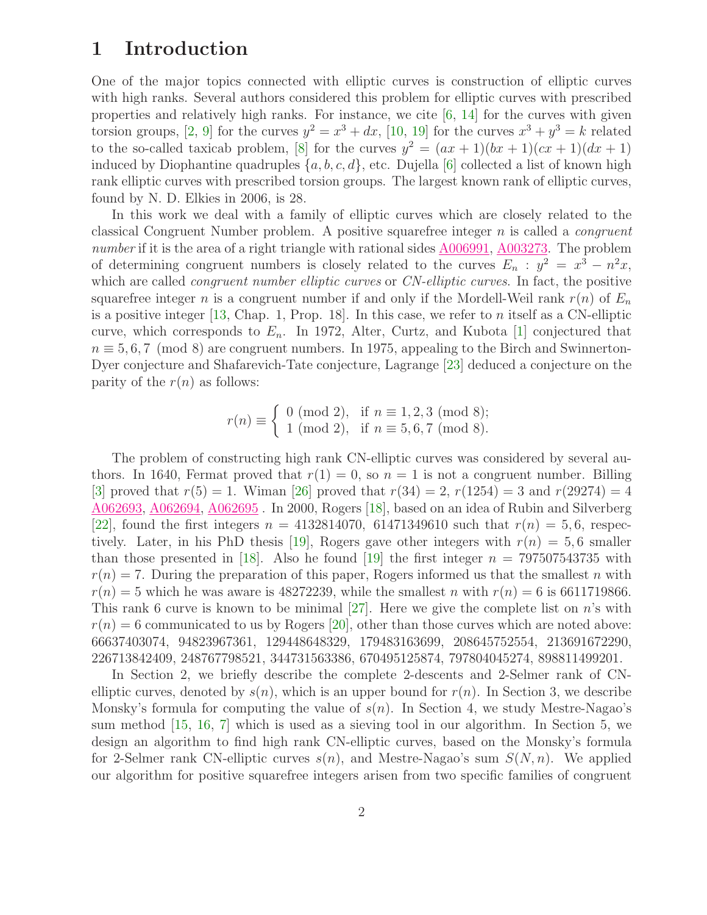# 1 Introduction

One of the major topics connected with elliptic curves is construction of elliptic curves with high ranks. Several authors considered this problem for elliptic curves with prescribed properties and relatively high ranks. For instance, we cite [6, 14] for the curves with given torsion groups, [2, 9] for the curves $y^2 = x^3 + dx$, [10, 19] for the curves $x^3 + y^3 = k$ related to the so-called taxicab problem, [8] for the curves $y^2 = (ax+1)(bx+1)(cx+1)(dx+1)$ induced by Diophantine quadruples $\{a, b, c, d\}$, etc. Dujella [6] collected a list of known high rank elliptic curves with prescribed torsion groups. The largest known rank of elliptic curves, found by N. D. Elkies in 2006, is 28.

In this work we deal with a family of elliptic curves which are closely related to the classical Congruent Number problem. A positive squarefree integer $n$ is called a *congruent number* if it is the area of a right triangle with rational sides A006991, A003273. The problem of determining congruent numbers is closely related to the curves $E_n : y^2 = x^3 - n^2x$, which are called *congruent number elliptic curves* or *CN-elliptic curves*. In fact, the positive squarefree integer $n$ is a congruent number if and only if the Mordell-Weil rank $r(n)$ of $E_n$ is a positive integer [13, Chap. 1, Prop. 18]. In this case, we refer to $n$ itself as a CN-elliptic curve, which corresponds to $E_n$. In 1972, Alter, Curtz, and Kubota [1] conjectured that $n \equiv 5, 6, 7 \pmod 8$ are congruent numbers. In 1975, appealing to the Birch and Swinnerton-Dyer conjecture and Shafarevich-Tate conjecture, Lagrange [23] deduced a conjecture on the parity of the $r(n)$ as follows:

$$r(n) \equiv \begin{cases} 0 \pmod 2, & \text{if } n \equiv 1, 2, 3 \pmod 8; \\ 1 \pmod 2, & \text{if } n \equiv 5, 6, 7 \pmod 8. \end{cases}$$

The problem of constructing high rank CN-elliptic curves was considered by several authors. In 1640, Fermat proved that $r(1) = 0$, so $n = 1$ is not a congruent number. Billing [3] proved that $r(5) = 1$. Wiman [26] proved that $r(34) = 2$, $r(1254) = 3$ and $r(29274) = 4$ A062693, A062694, A062695 . In 2000, Rogers [18], based on an idea of Rubin and Silverberg [22], found the first integers $n = 4132814070$, $61471349610$ such that $r(n) = 5, 6$, respectively. Later, in his PhD thesis [19], Rogers gave other integers with $r(n) = 5, 6$ smaller than those presented in [18]. Also he found [19] the first integer $n = 797507543735$ with $r(n) = 7$. During the preparation of this paper, Rogers informed us that the smallest $n$ with $r(n) = 5$ which he was aware is 48272239, while the smallest $n$ with $r(n) = 6$ is 6611719866. This rank 6 curve is known to be minimal [27]. Here we give the complete list on $n$'s with $r(n) = 6$ communicated to us by Rogers [20], other than those curves which are noted above: 66637403074, 94823967361, 129448648329, 179483163699, 208645752554, 213691672290, 226713842409, 248767798521, 344731563386, 670495125874, 797804045274, 898811499201.

In Section 2, we briefly describe the complete 2-descents and 2-Selmer rank of CN-elliptic curves, denoted by $s(n)$, which is an upper bound for $r(n)$. In Section 3, we describe Monsky's formula for computing the value of $s(n)$. In Section 4, we study Mestre-Nagao's sum method [15, 16, 7] which is used as a sieving tool in our algorithm. In Section 5, we design an algorithm to find high rank CN-elliptic curves, based on the Monsky's formula for 2-Selmer rank CN-elliptic curves $s(n)$, and Mestre-Nagao's sum $S(N, n)$. We applied our algorithm for positive squarefree integers arisen from two specific families of congruent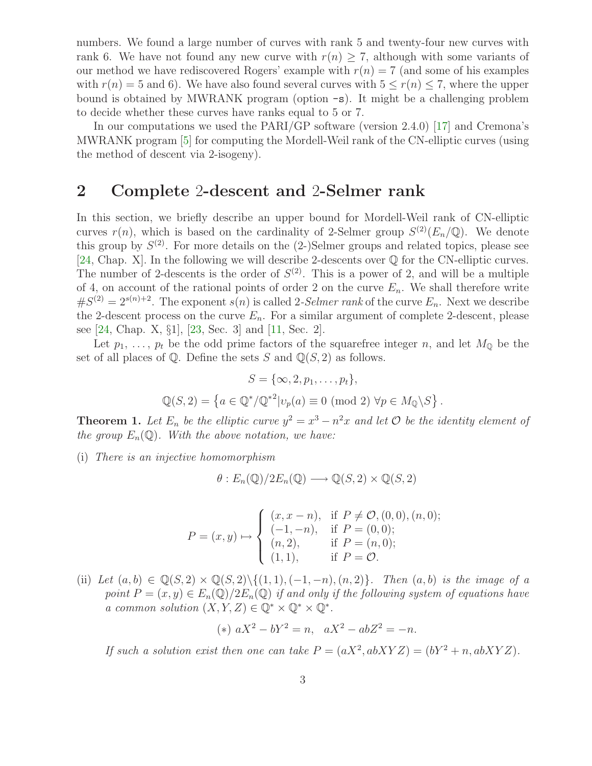numbers. We found a large number of curves with rank 5 and twenty-four new curves with rank 6. We have not found any new curve with $r(n) \geq 7$, although with some variants of our method we have rediscovered Rogers' example with $r(n) = 7$ (and some of his examples with $r(n) = 5$ and 6). We have also found several curves with $5 \leq r(n) \leq 7$, where the upper bound is obtained by MWRANK program (option `-s`). It might be a challenging problem to decide whether these curves have ranks equal to 5 or 7.

In our computations we used the PARI/GP software (version 2.4.0) [17] and Cremona's MWRANK program [5] for computing the Mordell-Weil rank of the CN-elliptic curves (using the method of descent via 2-isogeny).

## 2 Complete 2-descent and 2-Selmer rank

In this section, we briefly describe an upper bound for Mordell-Weil rank of CN-elliptic curves $r(n)$, which is based on the cardinality of 2-Selmer group $S^{(2)}(E_n/\mathbb{Q})$. We denote this group by $S^{(2)}$. For more details on the (2-)Selmer groups and related topics, please see [24, Chap. X]. In the following we will describe 2-descents over $\mathbb{Q}$ for the CN-elliptic curves. The number of 2-descents is the order of $S^{(2)}$. This is a power of 2, and will be a multiple of 4, on account of the rational points of order 2 on the curve $E_n$. We shall therefore write $\#S^{(2)} = 2^{s(n)+2}$. The exponent $s(n)$ is called 2-*Selmer rank* of the curve $E_n$. Next we describe the 2-descent process on the curve $E_n$. For a similar argument of complete 2-descent, please see [24, Chap. X, §1], [23, Sec. 3] and [11, Sec. 2].

Let $p_1, \ldots, p_t$ be the odd prime factors of the squarefree integer $n$, and let $M_{\mathbb{Q}}$ be the set of all places of $\mathbb{Q}$. Define the sets $S$ and $\mathbb{Q}(S,2)$ as follows.

$$S = \{\infty, 2, p_1, \ldots, p_t\},$$

$$\mathbb{Q}(S,2) = \left\{a \in \mathbb{Q}^*/\mathbb{Q}^{*2} | \upsilon_p(a) \equiv 0 \pmod 2 \ \forall p \in M_{\mathbb{Q}} \backslash S\right\}.$$

**Theorem 1.** *Let $E_n$ be the elliptic curve $y^2 = x^3 - n^2 x$ and let $\mathcal{O}$ be the identity element of the group $E_n(\mathbb{Q})$. With the above notation, we have:*

(i) *There is an injective homomorphism*

$$\theta : E_n(\mathbb{Q})/2E_n(\mathbb{Q}) \longrightarrow \mathbb{Q}(S,2) \times \mathbb{Q}(S,2)$$

$$P = (x,y) \mapsto \begin{cases} (x, x-n), & \text{if } P \neq \mathcal{O}, (0,0), (n,0); \\ (-1, -n), & \text{if } P = (0,0); \\ (n, 2), & \text{if } P = (n,0); \\ (1,1), & \text{if } P = \mathcal{O}. \end{cases}$$

(ii) *Let $(a,b) \in \mathbb{Q}(S,2) \times \mathbb{Q}(S,2) \backslash \{(1,1), (-1,-n), (n,2)\}$. Then $(a,b)$ is the image of a point $P = (x,y) \in E_n(\mathbb{Q})/2E_n(\mathbb{Q})$ if and only if the following system of equations have a common solution $(X,Y,Z) \in \mathbb{Q}^* \times \mathbb{Q}^* \times \mathbb{Q}^*$.*

$$(*) \ aX^2 - bY^2 = n, \quad aX^2 - abZ^2 = -n.$$

*If such a solution exist then one can take $P = (aX^2, abXYZ) = (bY^2 + n, abXYZ)$.*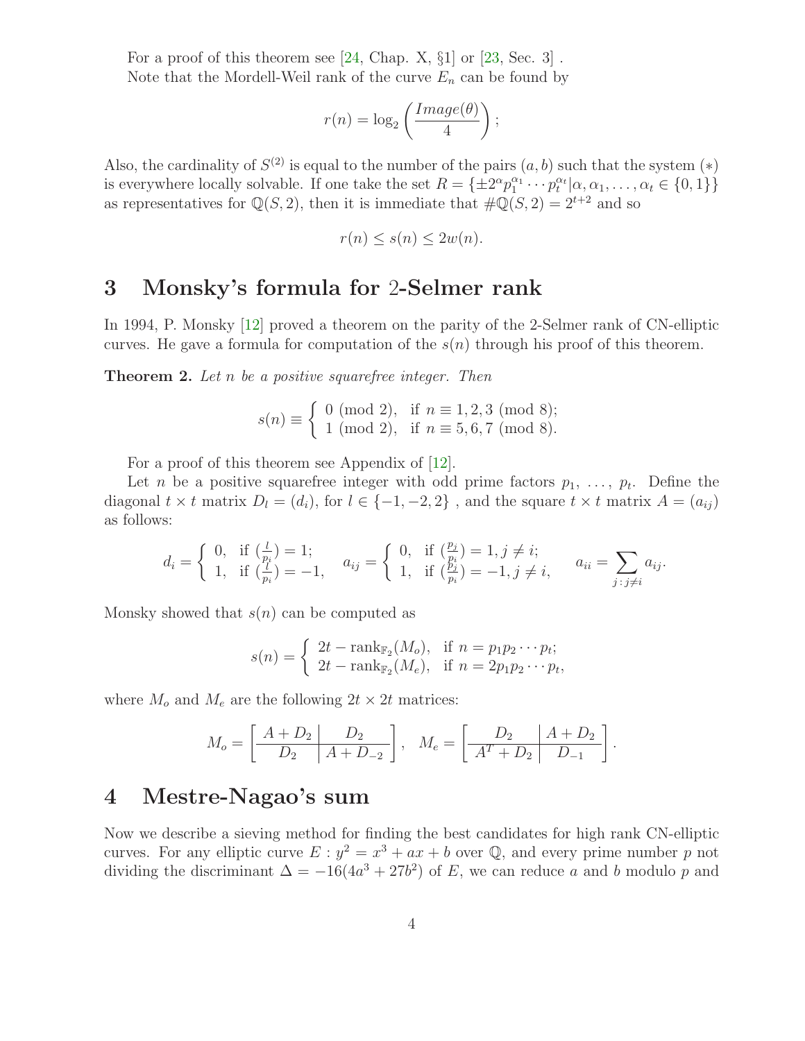For a proof of this theorem see [24, Chap. X, §1] or [23, Sec. 3] .

Note that the Mordell-Weil rank of the curve $E_n$ can be found by

$$r(n) = \log_2 \left( \frac{Image(\theta)}{4} \right);$$

Also, the cardinality of $S^{(2)}$ is equal to the number of the pairs $(a, b)$ such that the system $(*)$ is everywhere locally solvable. If one take the set $R = \{\pm 2^{\alpha} p_1^{\alpha_1} \cdots p_t^{\alpha_t} | \alpha, \alpha_1, \ldots, \alpha_t \in \{0, 1\}\}$ as representatives for $\mathbb{Q}(S, 2)$, then it is immediate that $\#\mathbb{Q}(S, 2) = 2^{t+2}$ and so

$$r(n) \leq s(n) \leq 2w(n).$$

## 3 Monsky's formula for 2-Selmer rank

In 1994, P. Monsky [12] proved a theorem on the parity of the 2-Selmer rank of CN-elliptic curves. He gave a formula for computation of the $s(n)$ through his proof of this theorem.

**Theorem 2.** *Let $n$ be a positive squarefree integer. Then*

$$s(n) \equiv \begin{cases} 0 \pmod 2, & \text{if } n \equiv 1, 2, 3 \pmod 8; \\ 1 \pmod 2, & \text{if } n \equiv 5, 6, 7 \pmod 8). \end{cases}$$

For a proof of this theorem see Appendix of [12].

Let $n$ be a positive squarefree integer with odd prime factors $p_1, \ldots, p_t$. Define the diagonal $t \times t$ matrix $D_l = (d_i)$, for $l \in \{-1, -2, 2\}$ , and the square $t \times t$ matrix $A = (a_{ij})$ as follows:

$$d_i = \begin{cases} 0, & \text{if } (\frac{l}{p_i}) = 1; \\ 1, & \text{if } (\frac{l}{p_i}) = -1, \end{cases} \quad a_{ij} = \begin{cases} 0, & \text{if } (\frac{p_j}{p_i}) = 1, j \neq i; \\ 1, & \text{if } (\frac{p_j}{p_i}) = -1, j \neq i, \end{cases} \quad a_{ii} = \sum_{j\,:\,j \neq i} a_{ij}.$$

Monsky showed that $s(n)$ can be computed as

$$s(n) = \begin{cases} 2t - \text{rank}_{\mathbb{F}_2}(M_o), & \text{if } n = p_1 p_2 \cdots p_t; \\ 2t - \text{rank}_{\mathbb{F}_2}(M_e), & \text{if } n = 2p_1 p_2 \cdots p_t, \end{cases}$$

where $M_o$ and $M_e$ are the following $2t \times 2t$ matrices:

$$M_o = \left[ \begin{array}{c|c} A + D_2 & D_2 \\ \hline D_2 & A + D_{-2} \end{array} \right], \quad M_e = \left[ \begin{array}{c|c} D_2 & A + D_2 \\ \hline A^T + D_2 & D_{-1} \end{array} \right].$$

## 4 Mestre-Nagao's sum

Now we describe a sieving method for finding the best candidates for high rank CN-elliptic curves. For any elliptic curve $E : y^2 = x^3 + ax + b$ over $\mathbb{Q}$, and every prime number $p$ not dividing the discriminant $\Delta = -16(4a^3 + 27b^2)$ of $E$, we can reduce $a$ and $b$ modulo $p$ and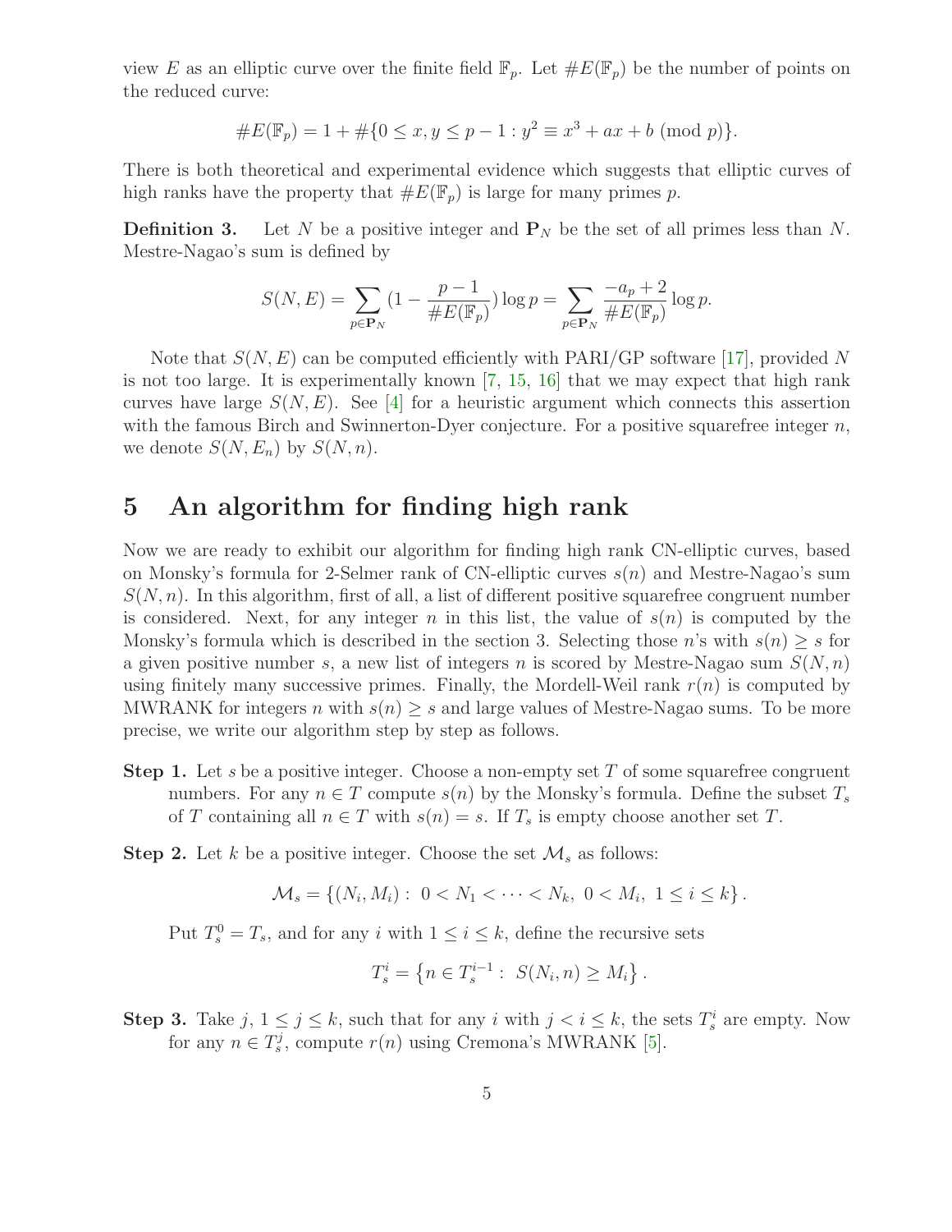view $E$ as an elliptic curve over the finite field $\mathbb{F}_p$. Let $\#E(\mathbb{F}_p)$ be the number of points on the reduced curve:

$$\#E(\mathbb{F}_p) = 1 + \#\{0 \leq x, y \leq p-1 : y^2 \equiv x^3 + ax + b \pmod{p}\}.$$

There is both theoretical and experimental evidence which suggests that elliptic curves of high ranks have the property that $\#E(\mathbb{F}_p)$ is large for many primes $p$.

**Definition 3.** Let $N$ be a positive integer and $\mathbf{P}_N$ be the set of all primes less than $N$. Mestre-Nagao's sum is defined by

$$S(N, E) = \sum_{p \in \mathbf{P}_N} \left(1 - \frac{p-1}{\#E(\mathbb{F}_p)}\right) \log p = \sum_{p \in \mathbf{P}_N} \frac{-a_p + 2}{\#E(\mathbb{F}_p)} \log p.$$

Note that $S(N, E)$ can be computed efficiently with PARI/GP software [17], provided $N$ is not too large. It is experimentally known [7, 15, 16] that we may expect that high rank curves have large $S(N, E)$. See [4] for a heuristic argument which connects this assertion with the famous Birch and Swinnerton-Dyer conjecture. For a positive squarefree integer $n$, we denote $S(N, E_n)$ by $S(N, n)$.

## 5 An algorithm for finding high rank

Now we are ready to exhibit our algorithm for finding high rank CN-elliptic curves, based on Monsky's formula for 2-Selmer rank of CN-elliptic curves $s(n)$ and Mestre-Nagao's sum $S(N, n)$. In this algorithm, first of all, a list of different positive squarefree congruent number is considered. Next, for any integer $n$ in this list, the value of $s(n)$ is computed by the Monsky's formula which is described in the section 3. Selecting those $n$'s with $s(n) \geq s$ for a given positive number $s$, a new list of integers $n$ is scored by Mestre-Nagao sum $S(N, n)$ using finitely many successive primes. Finally, the Mordell-Weil rank $r(n)$ is computed by MWRANK for integers $n$ with $s(n) \geq s$ and large values of Mestre-Nagao sums. To be more precise, we write our algorithm step by step as follows.

**Step 1.** Let $s$ be a positive integer. Choose a non-empty set $T$ of some squarefree congruent numbers. For any $n \in T$ compute $s(n)$ by the Monsky's formula. Define the subset $T_s$ of $T$ containing all $n \in T$ with $s(n) = s$. If $T_s$ is empty choose another set $T$.

**Step 2.** Let $k$ be a positive integer. Choose the set $\mathcal{M}_s$ as follows:

$$\mathcal{M}_s = \{(N_i, M_i) : \; 0 < N_1 < \cdots < N_k, \; 0 < M_i, \; 1 \leq i \leq k\}.$$

Put $T_s^0 = T_s$, and for any $i$ with $1 \leq i \leq k$, define the recursive sets

$$T_s^i = \left\{n \in T_s^{i-1} : \; S(N_i, n) \geq M_i\right\}.$$

**Step 3.** Take $j$, $1 \leq j \leq k$, such that for any $i$ with $j < i \leq k$, the sets $T_s^i$ are empty. Now for any $n \in T_s^j$, compute $r(n)$ using Cremona's MWRANK [5].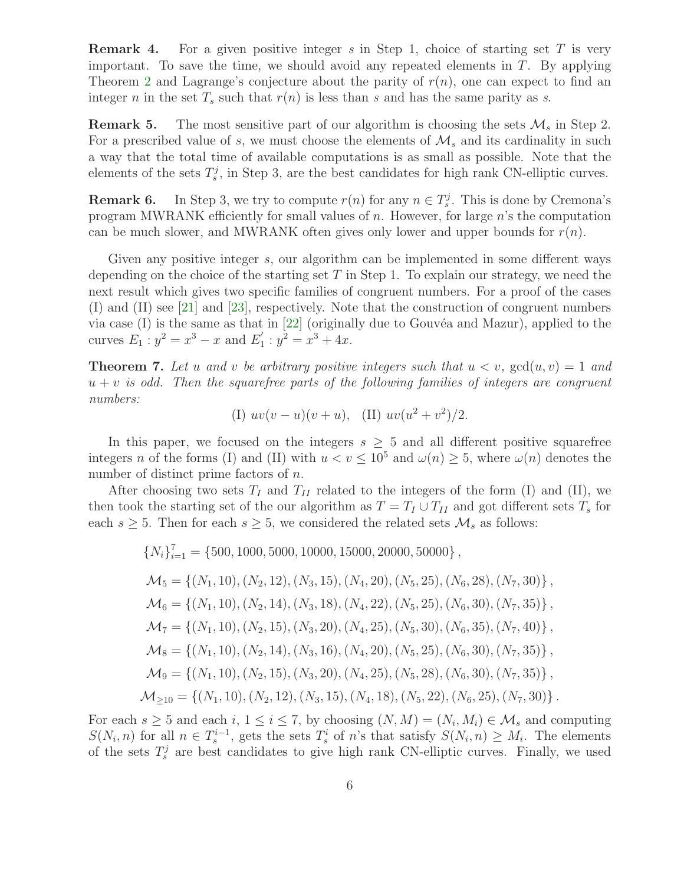**Remark 4.** For a given positive integer $s$ in Step 1, choice of starting set $T$ is very important. To save the time, we should avoid any repeated elements in $T$. By applying Theorem 2 and Lagrange's conjecture about the parity of $r(n)$, one can expect to find an integer $n$ in the set $T_s$ such that $r(n)$ is less than $s$ and has the same parity as $s$.

**Remark 5.** The most sensitive part of our algorithm is choosing the sets $\mathcal{M}_s$ in Step 2. For a prescribed value of $s$, we must choose the elements of $\mathcal{M}_s$ and its cardinality in such a way that the total time of available computations is as small as possible. Note that the elements of the sets $T_s^j$, in Step 3, are the best candidates for high rank CN-elliptic curves.

**Remark 6.** In Step 3, we try to compute $r(n)$ for any $n \in T_s^j$. This is done by Cremona's program MWRANK efficiently for small values of $n$. However, for large $n$'s the computation can be much slower, and MWRANK often gives only lower and upper bounds for $r(n)$.

Given any positive integer $s$, our algorithm can be implemented in some different ways depending on the choice of the starting set $T$ in Step 1. To explain our strategy, we need the next result which gives two specific families of congruent numbers. For a proof of the cases (I) and (II) see [21] and [23], respectively. Note that the construction of congruent numbers via case (I) is the same as that in [22] (originally due to Gouvéa and Mazur), applied to the curves $E_1 : y^2 = x^3 - x$ and $E_1^{'} : y^2 = x^3 + 4x$.

**Theorem 7.** *Let $u$ and $v$ be arbitrary positive integers such that $u < v$, $\gcd(u, v) = 1$ and $u + v$ is odd. Then the squarefree parts of the following families of integers are congruent numbers:*

$$\text{(I) } uv(v-u)(v+u), \quad \text{(II) } uv(u^2+v^2)/2.$$

In this paper, we focused on the integers $s \geq 5$ and all different positive squarefree integers $n$ of the forms (I) and (II) with $u < v \leq 10^5$ and $\omega(n) \geq 5$, where $\omega(n)$ denotes the number of distinct prime factors of $n$.

After choosing two sets $T_I$ and $T_{II}$ related to the integers of the form (I) and (II), we then took the starting set of the our algorithm as $T = T_I \cup T_{II}$ and got different sets $T_s$ for each $s \geq 5$. Then for each $s \geq 5$, we considered the related sets $\mathcal{M}_s$ as follows:

$$\{N_i\}_{i=1}^{7} = \{500, 1000, 5000, 10000, 15000, 20000, 50000\},$$

$$\mathcal{M}_5 = \{(N_1, 10), (N_2, 12), (N_3, 15), (N_4, 20), (N_5, 25), (N_6, 28), (N_7, 30)\},$$

$$\mathcal{M}_6 = \{(N_1, 10), (N_2, 14), (N_3, 18), (N_4, 22), (N_5, 25), (N_6, 30), (N_7, 35)\},$$

$$\mathcal{M}_7 = \{(N_1, 10), (N_2, 15), (N_3, 20), (N_4, 25), (N_5, 30), (N_6, 35), (N_7, 40)\},$$

$$\mathcal{M}_8 = \{(N_1, 10), (N_2, 14), (N_3, 16), (N_4, 20), (N_5, 25), (N_6, 30), (N_7, 35)\},$$

$$\mathcal{M}_9 = \{(N_1, 10), (N_2, 15), (N_3, 20), (N_4, 25), (N_5, 28), (N_6, 30), (N_7, 35)\},$$

$$\mathcal{M}_{\geq 10} = \{(N_1, 10), (N_2, 12), (N_3, 15), (N_4, 18), (N_5, 22), (N_6, 25), (N_7, 30)\}.$$

For each $s \geq 5$ and each $i$, $1 \leq i \leq 7$, by choosing $(N, M) = (N_i, M_i) \in \mathcal{M}_s$ and computing $S(N_i, n)$ for all $n \in T_s^{i-1}$, gets the sets $T_s^i$ of $n$'s that satisfy $S(N_i, n) \geq M_i$. The elements of the sets $T_s^j$ are best candidates to give high rank CN-elliptic curves. Finally, we used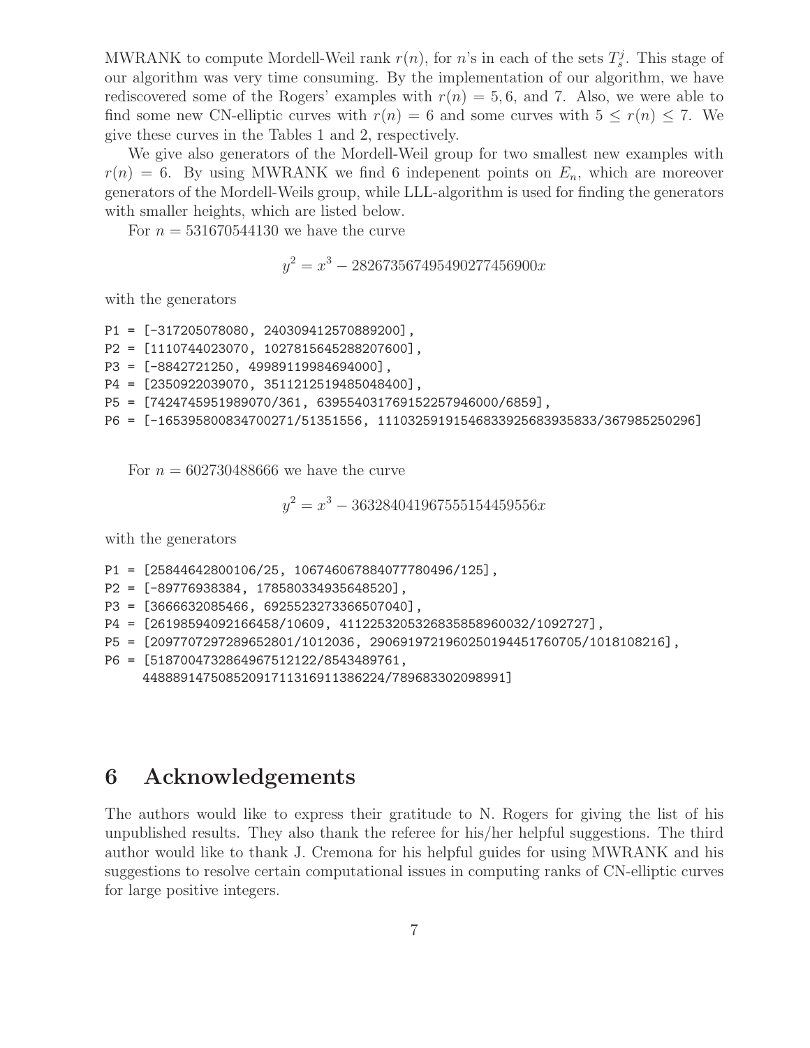MWRANK to compute Mordell-Weil rank $r(n)$, for $n$'s in each of the sets $T_s^j$. This stage of our algorithm was very time consuming. By the implementation of our algorithm, we have rediscovered some of the Rogers' examples with $r(n) = 5, 6$, and 7. Also, we were able to find some new CN-elliptic curves with $r(n) = 6$ and some curves with $5 \leq r(n) \leq 7$. We give these curves in the Tables 1 and 2, respectively.

We give also generators of the Mordell-Weil group for two smallest new examples with $r(n) = 6$. By using MWRANK we find 6 indepenent points on $E_n$, which are moreover generators of the Mordell-Weils group, while LLL-algorithm is used for finding the generators with smaller heights, which are listed below.

For $n = 531670544130$ we have the curve

$$y^2 = x^3 - 282673567495490277456900x$$

with the generators

```
P1 = [-317205078080, 240309412570889200],
P2 = [1110744023070, 1027815645288207600],
P3 = [-8842721250, 49989119984694000],
P4 = [2350922039070, 3511212519485048400],
P5 = [7424745951989070/361, 639554031769152257946000/6859],
P6 = [-165395800834700271/51351556, 111032591915468339256839358​33/367985250296]
```

For $n = 602730488666$ we have the curve

$$y^2 = x^3 - 363284041967555154459556x$$

with the generators

```
P1 = [25844642800106/25, 106746067884077780496/125],
P2 = [-89776938384, 178580334935648520],
P3 = [3666632085466, 6925523273366507040],
P4 = [26198594092166458/10609, 4112253205326835858960032/1092727],
P5 = [2097707297289652801/1012036, 2906919721960250194451760705/1018108216],
P6 = [5187004732864967512122/8543489761,
     448889147508520917113169113862​24/789683302098991]
```

## 6 Acknowledgements

The authors would like to express their gratitude to N. Rogers for giving the list of his unpublished results. They also thank the referee for his/her helpful suggestions. The third author would like to thank J. Cremona for his helpful guides for using MWRANK and his suggestions to resolve certain computational issues in computing ranks of CN-elliptic curves for large positive integers.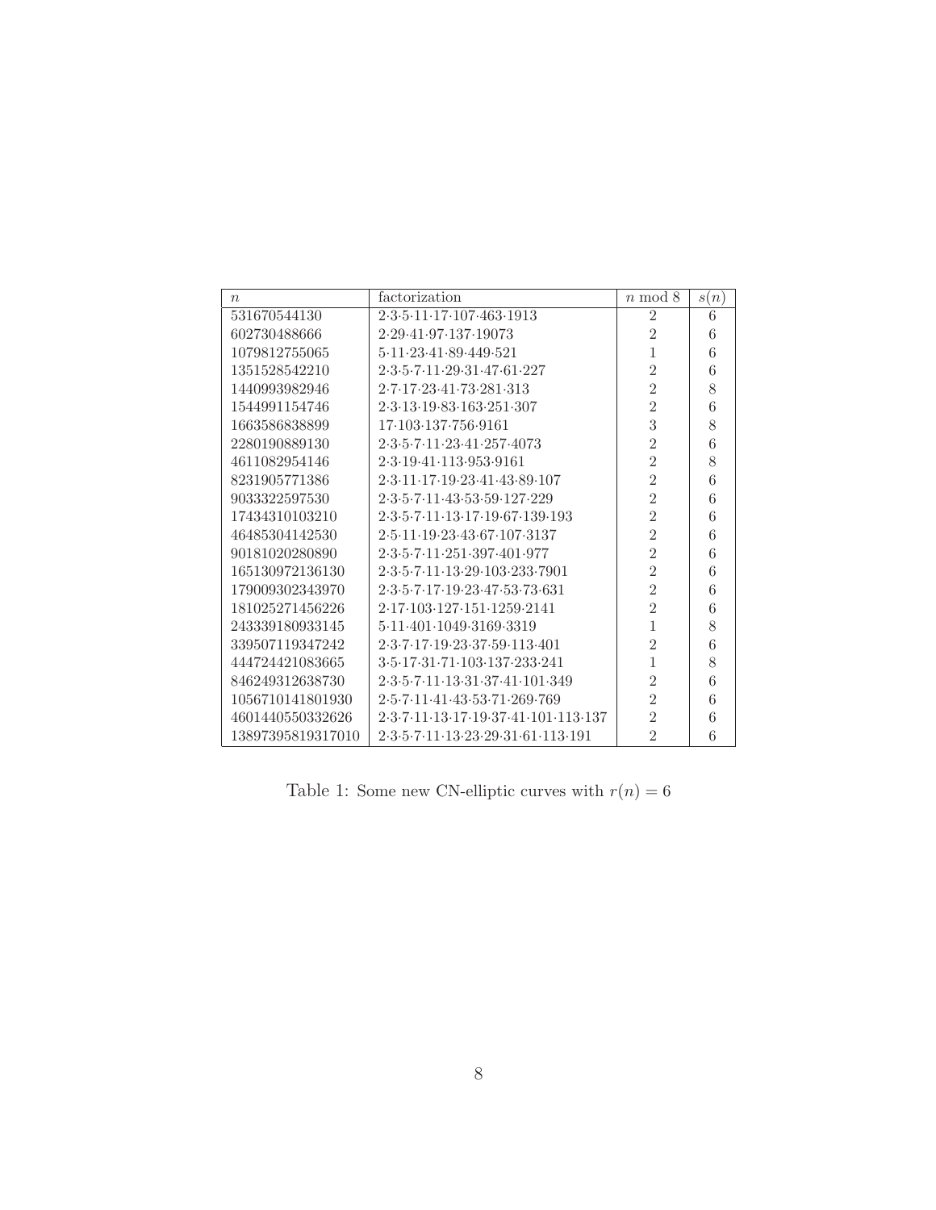| $n$ | factorization | $n$ mod 8 | $s(n)$ |
|---|---|---|---|
| 531670544130 | 2·3·5·11·17·107·463·1913 | 2 | 6 |
| 602730488666 | 2·29·41·97·137·19073 | 2 | 6 |
| 1079812755065 | 5·11·23·41·89·449·521 | 1 | 6 |
| 1351528542210 | 2·3·5·7·11·29·31·47·61·227 | 2 | 6 |
| 1440993982946 | 2·7·17·23·41·73·281·313 | 2 | 8 |
| 1544991154746 | 2·3·13·19·83·163·251·307 | 2 | 6 |
| 1663586838899 | 17·103·137·756·9161 | 3 | 8 |
| 2280190889130 | 2·3·5·7·11·23·41·257·4073 | 2 | 6 |
| 4611082954146 | 2·3·19·41·113·953·9161 | 2 | 8 |
| 8231905771386 | 2·3·11·17·19·23·41·43·89·107 | 2 | 6 |
| 9033322597530 | 2·3·5·7·11·43·53·59·127·229 | 2 | 6 |
| 17434310103210 | 2·3·5·7·11·13·17·19·67·139·193 | 2 | 6 |
| 46485304142530 | 2·5·11·19·23·43·67·107·3137 | 2 | 6 |
| 90181020280890 | 2·3·5·7·11·251·397·401·977 | 2 | 6 |
| 165130972136130 | 2·3·5·7·11·13·29·103·233·7901 | 2 | 6 |
| 179009302343970 | 2·3·5·7·17·19·23·47·53·73·631 | 2 | 6 |
| 181025271456226 | 2·17·103·127·151·1259·2141 | 2 | 6 |
| 243339180933145 | 5·11·401·1049·3169·3319 | 1 | 8 |
| 339507119347242 | 2·3·7·17·19·23·37·59·113·401 | 2 | 6 |
| 444724421083665 | 3·5·17·31·71·103·137·233·241 | 1 | 8 |
| 846249312638730 | 2·3·5·7·11·13·31·37·41·101·349 | 2 | 6 |
| 1056710141801930 | 2·5·7·11·41·43·53·71·269·769 | 2 | 6 |
| 4601440550332626 | 2·3·7·11·13·17·19·37·41·101·113·137 | 2 | 6 |
| 13897395819317010 | 2·3·5·7·11·13·23·29·31·61·113·191 | 2 | 6 |

Table 1: Some new CN-elliptic curves with $r(n) = 6$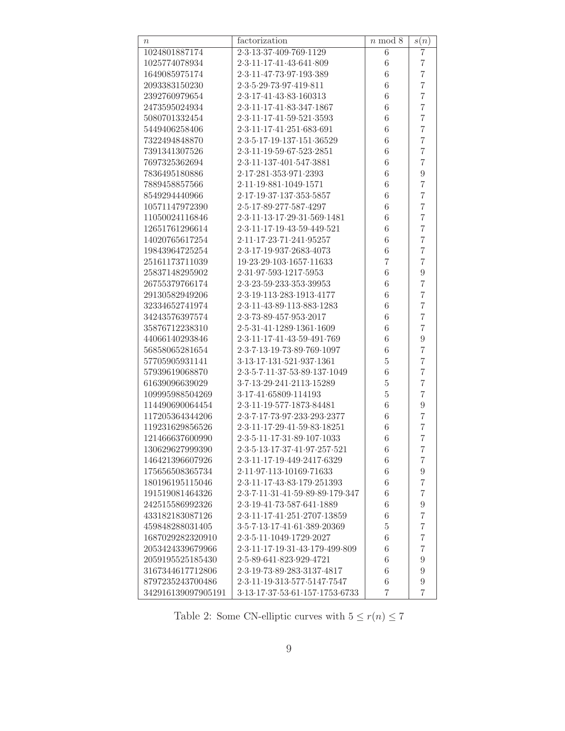| $n$ | factorization | $n$ mod 8 | $s(n)$ |
|---|---|---|---|
| 1024801887174 | 2·3·13·37·409·769·1129 | 6 | 7 |
| 1025774078934 | 2·3·11·17·41·43·641·809 | 6 | 7 |
| 1649085975174 | 2·3·11·47·73·97·193·389 | 6 | 7 |
| 2093383150230 | 2·3·5·29·73·97·419·811 | 6 | 7 |
| 2392760979654 | 2·3·17·41·43·83·160313 | 6 | 7 |
| 2473595024934 | 2·3·11·17·41·83·347·1867 | 6 | 7 |
| 5080701332454 | 2·3·11·17·41·59·521·3593 | 6 | 7 |
| 5449406258406 | 2·3·11·17·41·251·683·691 | 6 | 7 |
| 7322494848870 | 2·3·5·17·19·137·151·36529 | 6 | 7 |
| 7391341307526 | 2·3·11·19·59·67·523·2851 | 6 | 7 |
| 7697325362694 | 2·3·11·137·401·547·3881 | 6 | 7 |
| 7836495180886 | 2·17·281·353·971·2393 | 6 | 9 |
| 7889458857566 | 2·11·19·881·1049·1571 | 6 | 7 |
| 8549294440966 | 2·17·19·37·137·353·5857 | 6 | 7 |
| 10571147972390 | 2·5·17·89·277·587·4297 | 6 | 7 |
| 11050024116846 | 2·3·11·13·17·29·31·569·1481 | 6 | 7 |
| 12651761296614 | 2·3·11·17·19·43·59·449·521 | 6 | 7 |
| 14020765617254 | 2·11·17·23·71·241·95257 | 6 | 7 |
| 19843964725254 | 2·3·17·19·937·2683·4073 | 6 | 7 |
| 25161173711039 | 19·23·29·103·1657·11633 | 7 | 7 |
| 25837148295902 | 2·31·97·593·1217·5953 | 6 | 9 |
| 26755379766174 | 2·3·23·59·233·353·39953 | 6 | 7 |
| 29130582949206 | 2·3·19·113·283·1913·4177 | 6 | 7 |
| 32334652741974 | 2·3·11·43·89·113·883·1283 | 6 | 7 |
| 34243576397574 | 2·3·73·89·457·953·2017 | 6 | 7 |
| 35876712238310 | 2·5·31·41·1289·1361·1609 | 6 | 7 |
| 44066140293846 | 2·3·11·17·41·43·59·491·769 | 6 | 9 |
| 56858065281654 | 2·3·7·13·19·73·89·769·1097 | 6 | 7 |
| 57705905931141 | 3·13·17·131·521·937·1361 | 5 | 7 |
| 57939619068870 | 2·3·5·7·11·37·53·89·137·1049 | 6 | 7 |
| 61639096639029 | 3·7·13·29·241·2113·15289 | 5 | 7 |
| 109995988504269 | 3·17·41·65809·114193 | 5 | 7 |
| 114490690064454 | 2·3·11·19·577·1873·84481 | 6 | 9 |
| 117205364344206 | 2·3·7·17·73·97·233·293·2377 | 6 | 7 |
| 119231629856526 | 2·3·11·17·29·41·59·83·18251 | 6 | 7 |
| 121466637600990 | 2·3·5·11·17·31·89·107·1033 | 6 | 7 |
| 130629627999390 | 2·3·5·13·17·37·41·97·257·521 | 6 | 7 |
| 146421396607926 | 2·3·11·17·19·449·2417·6329 | 6 | 7 |
| 175656508365734 | 2·11·97·113·10169·71633 | 6 | 9 |
| 180196195115046 | 2·3·11·17·43·83·179·251393 | 6 | 7 |
| 191519081464326 | 2·3·7·11·31·41·59·89·89·179·347 | 6 | 7 |
| 242515586992326 | 2·3·19·41·73·587·641·1889 | 6 | 9 |
| 433182183087126 | 2·3·11·17·41·251·2707·13859 | 6 | 7 |
| 459848288031405 | 3·5·7·13·17·41·61·389·20369 | 5 | 7 |
| 1687029282320910 | 2·3·5·11·1049·1729·2027 | 6 | 7 |
| 2053424339679966 | 2·3·11·17·19·31·43·179·499·809 | 6 | 7 |
| 2059195525185430 | 2·5·89·641·823·929·4721 | 6 | 9 |
| 3167344617712806 | 2·3·19·73·89·283·3137·4817 | 6 | 9 |
| 8797235243700486 | 2·3·11·19·313·577·5147·7547 | 6 | 9 |
| 342916139097905191 | 3·13·17·37·53·61·157·1753·6733 | 7 | 7 |

Table 2: Some CN-elliptic curves with $5 \leq r(n) \leq 7$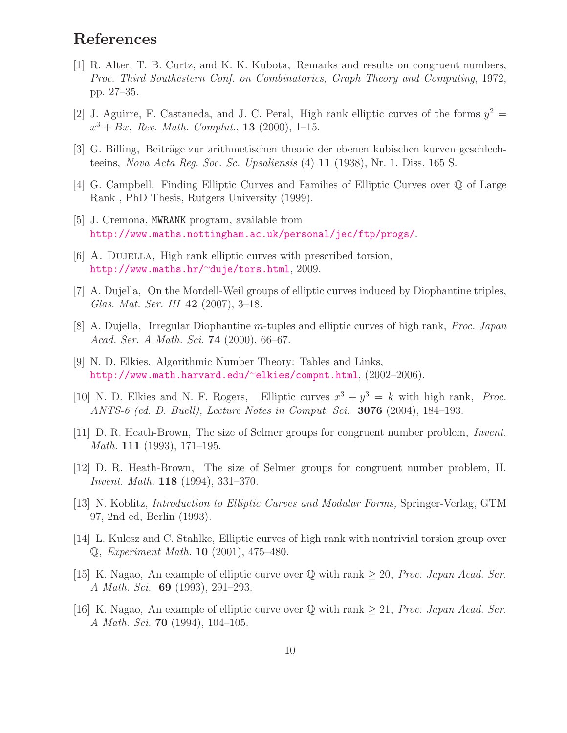## References

[1] R. Alter, T. B. Curtz, and K. K. Kubota, Remarks and results on congruent numbers, *Proc. Third Southestern Conf. on Combinatorics, Graph Theory and Computing*, 1972, pp. 27–35.

[2] J. Aguirre, F. Castaneda, and J. C. Peral, High rank elliptic curves of the forms $y^2 = x^3 + Bx$, *Rev. Math. Complut.*, **13** (2000), 1–15.

[3] G. Billing, Beiträge zur arithmetischen theorie der ebenen kubischen kurven geschlechteeins, *Nova Acta Reg. Soc. Sc. Upsaliensis* (4) **11** (1938), Nr. 1. Diss. 165 S.

[4] G. Campbell, Finding Elliptic Curves and Families of Elliptic Curves over $\mathbb{Q}$ of Large Rank , PhD Thesis, Rutgers University (1999).

[5] J. Cremona, MWRANK program, available from http://www.maths.nottingham.ac.uk/personal/jec/ftp/progs/.

[6] A. Dujella, High rank elliptic curves with prescribed torsion, http://www.maths.hr/~duje/tors.html, 2009.

[7] A. Dujella, On the Mordell-Weil groups of elliptic curves induced by Diophantine triples, *Glas. Mat. Ser. III* **42** (2007), 3–18.

[8] A. Dujella, Irregular Diophantine $m$-tuples and elliptic curves of high rank, *Proc. Japan Acad. Ser. A Math. Sci.* **74** (2000), 66–67.

[9] N. D. Elkies, Algorithmic Number Theory: Tables and Links, http://www.math.harvard.edu/~elkies/compnt.html, (2002–2006).

[10] N. D. Elkies and N. F. Rogers, Elliptic curves $x^3 + y^3 = k$ with high rank, *Proc. ANTS-6 (ed. D. Buell), Lecture Notes in Comput. Sci.* **3076** (2004), 184–193.

[11] D. R. Heath-Brown, The size of Selmer groups for congruent number problem, *Invent. Math.* **111** (1993), 171–195.

[12] D. R. Heath-Brown, The size of Selmer groups for congruent number problem, II. *Invent. Math.* **118** (1994), 331–370.

[13] N. Koblitz, *Introduction to Elliptic Curves and Modular Forms,* Springer-Verlag, GTM 97, 2nd ed, Berlin (1993).

[14] L. Kulesz and C. Stahlke, Elliptic curves of high rank with nontrivial torsion group over $\mathbb{Q}$, *Experiment Math.* **10** (2001), 475–480.

[15] K. Nagao, An example of elliptic curve over $\mathbb{Q}$ with rank $\geq 20$, *Proc. Japan Acad. Ser. A Math. Sci.* **69** (1993), 291–293.

[16] K. Nagao, An example of elliptic curve over $\mathbb{Q}$ with rank $\geq 21$, *Proc. Japan Acad. Ser. A Math. Sci.* **70** (1994), 104–105.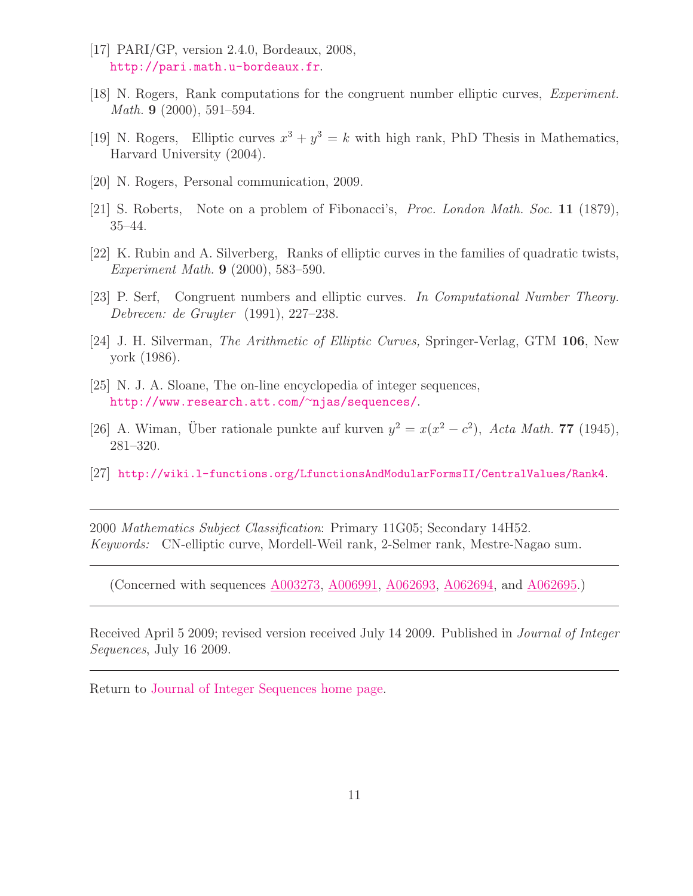[17] PARI/GP, version 2.4.0, Bordeaux, 2008, http://pari.math.u-bordeaux.fr.

[18] N. Rogers, Rank computations for the congruent number elliptic curves, *Experiment. Math.* **9** (2000), 591–594.

[19] N. Rogers, Elliptic curves $x^3 + y^3 = k$ with high rank, PhD Thesis in Mathematics, Harvard University (2004).

[20] N. Rogers, Personal communication, 2009.

[21] S. Roberts, Note on a problem of Fibonacci's, *Proc. London Math. Soc.* **11** (1879), 35–44.

[22] K. Rubin and A. Silverberg, Ranks of elliptic curves in the families of quadratic twists, *Experiment Math.* **9** (2000), 583–590.

[23] P. Serf, Congruent numbers and elliptic curves. *In Computational Number Theory. Debrecen: de Gruyter* (1991), 227–238.

[24] J. H. Silverman, *The Arithmetic of Elliptic Curves,* Springer-Verlag, GTM **106**, New york (1986).

[25] N. J. A. Sloane, The on-line encyclopedia of integer sequences, http://www.research.att.com/~njas/sequences/.

[26] A. Wiman, Über rationale punkte auf kurven $y^2 = x(x^2 - c^2)$, *Acta Math.* **77** (1945), 281–320.

[27] http://wiki.l-functions.org/LfunctionsAndModularFormsII/CentralValues/Rank4.

---

2000 *Mathematics Subject Classification*: Primary 11G05; Secondary 14H52.
*Keywords:* CN-elliptic curve, Mordell-Weil rank, 2-Selmer rank, Mestre-Nagao sum.

---

(Concerned with sequences A003273, A006991, A062693, A062694, and A062695.)

---

Received April 5 2009; revised version received July 14 2009. Published in *Journal of Integer Sequences*, July 16 2009.

---

Return to Journal of Integer Sequences home page.